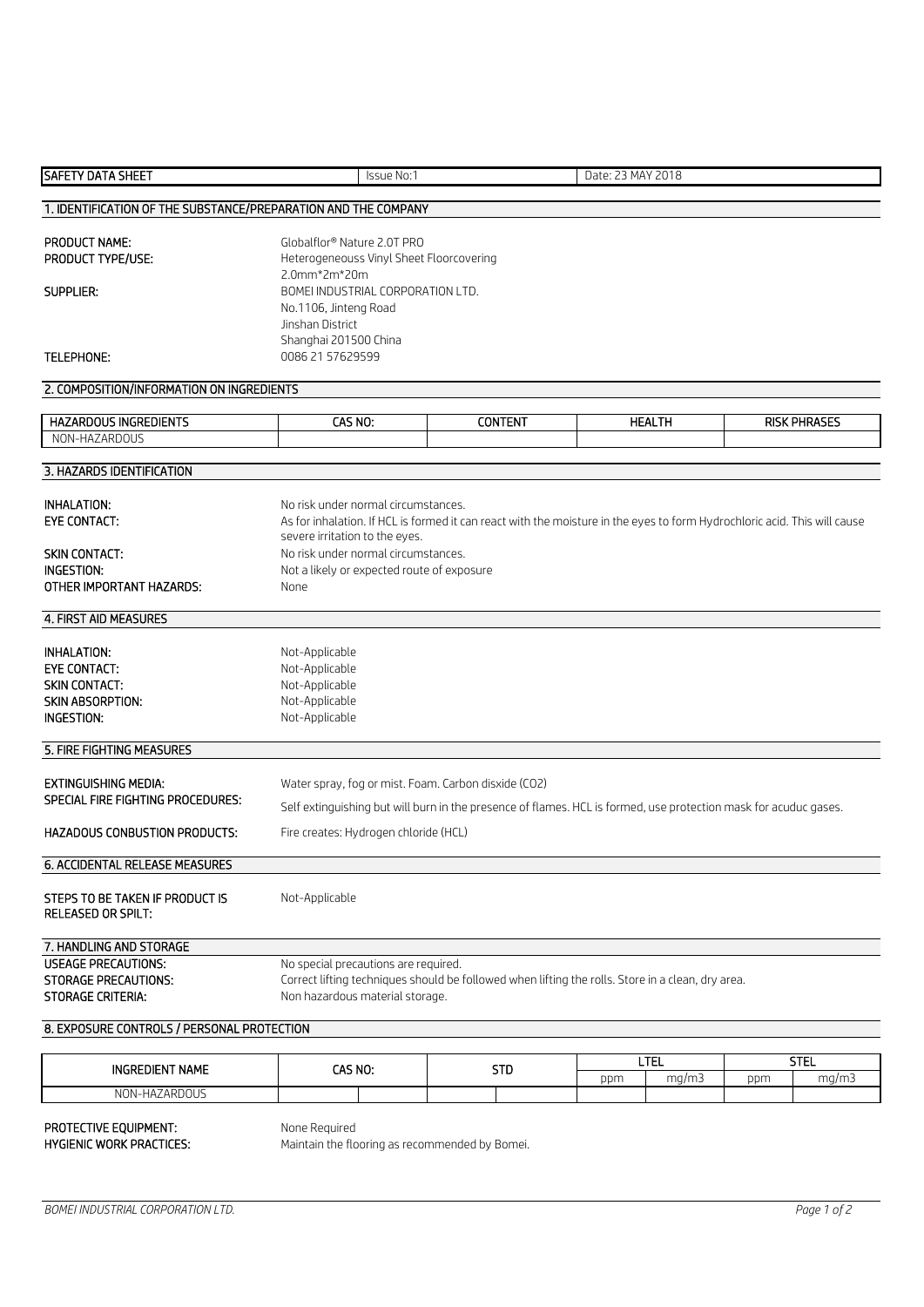| SAFETY DATA SHEET | Issue No:1 | Date: 23 MAY 2018 |
|---|---|---|

## 1. IDENTIFICATION OF THE SUBSTANCE/PREPARATION AND THE COMPANY

**PRODUCT NAME:** Globalflor® Nature 2.0T PRO

**PRODUCT TYPE/USE:** Heterogeneouss Vinyl Sheet Floorcovering
2.0mm*2m*20m

**SUPPLIER:** BOMEI INDUSTRIAL CORPORATION LTD.
No.1106, Jinteng Road
Jinshan District
Shanghai 201500 China

**TELEPHONE:** 0086 21 57629599

## 2. COMPOSITION/INFORMATION ON INGREDIENTS

| HAZARDOUS INGREDIENTS | CAS NO: | CONTENT | HEALTH | RISK PHRASES |
|---|---|---|---|---|
| NON-HAZARDOUS | | | | |

## 3. HAZARDS IDENTIFICATION

**INHALATION:** No risk under normal circumstances.

**EYE CONTACT:** As for inhalation. If HCL is formed it can react with the moisture in the eyes to form Hydrochloric acid. This will cause severe irritation to the eyes.

**SKIN CONTACT:** No risk under normal circumstances.

**INGESTION:** Not a likely or expected route of exposure

**OTHER IMPORTANT HAZARDS:** None

## 4. FIRST AID MEASURES

**INHALATION:** Not-Applicable

**EYE CONTACT:** Not-Applicable

**SKIN CONTACT:** Not-Applicable

**SKIN ABSORPTION:** Not-Applicable

**INGESTION:** Not-Applicable

## 5. FIRE FIGHTING MEASURES

**EXTINGUISHING MEDIA:** Water spray, fog or mist. Foam. Carbon disxide (CO2)

**SPECIAL FIRE FIGHTING PROCEDURES:** Self extinguishing but will burn in the presence of flames. HCL is formed, use protection mask for acuduc gases.

**HAZADOUS CONBUSTION PRODUCTS:** Fire creates: Hydrogen chloride (HCL)

## 6. ACCIDENTAL RELEASE MEASURES

**STEPS TO BE TAKEN IF PRODUCT IS RELEASED OR SPILT:** Not-Applicable

## 7. HANDLING AND STORAGE

**USEAGE PRECAUTIONS:** No special precautions are required.

**STORAGE PRECAUTIONS:** Correct lifting techniques should be followed when lifting the rolls. Store in a clean, dry area.

**STORAGE CRITERIA:** Non hazardous material storage.

## 8. EXPOSURE CONTROLS / PERSONAL PROTECTION

| INGREDIENT NAME | CAS NO: | STD | | LTEL | | STEL | |
|---|---|---|---|---|---|---|---|
| | | | | ppm | mg/m3 | ppm | mg/m3 |
| NON-HAZARDOUS | | | | | | | |

**PROTECTIVE EQUIPMENT:** None Required

**HYGIENIC WORK PRACTICES:** Maintain the flooring as recommended by Bomei.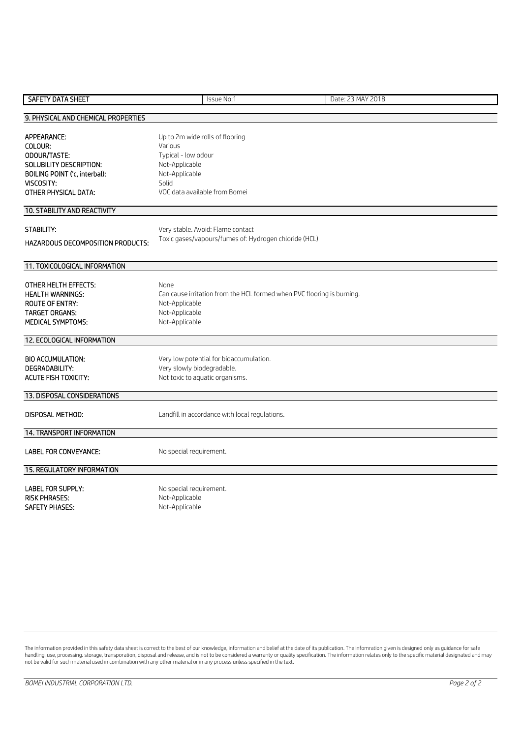| SAFETY DATA SHEET | Issue No:1 | Date: 23 MAY 2018 |
|---|---|---|

## 9. PHYSICAL AND CHEMICAL PROPERTIES

| | |
|---|---|
| **APPEARANCE:** | Up to 2m wide rolls of flooring |
| **COLOUR:** | Various |
| **ODOUR/TASTE:** | Typical - low odour |
| **SOLUBILITY DESCRIPTION:** | Not-Applicable |
| **BOILING POINT ('c, interbal):** | Not-Applicable |
| **VISCOSITY:** | Solid |
| **OTHER PHYSICAL DATA:** | VOC data available from Bomei |

## 10. STABILITY AND REACTIVITY

| | |
|---|---|
| **STABILITY:** | Very stable. Avoid: Flame contact |
| **HAZARDOUS DECOMPOSITION PRODUCTS:** | Toxic gases/vapours/fumes of: Hydrogen chloride (HCL) |

## 11. TOXICOLOGICAL INFORMATION

| | |
|---|---|
| **OTHER HELTH EFFECTS:** | None |
| **HEALTH WARNINGS:** | Can cause irritation from the HCL formed when PVC flooring is burning. |
| **ROUTE OF ENTRY:** | Not-Applicable |
| **TARGET ORGANS:** | Not-Applicable |
| **MEDICAL SYMPTOMS:** | Not-Applicable |

## 12. ECOLOGICAL INFORMATION

| | |
|---|---|
| **BIO ACCUMULATION:** | Very low potential for bioaccumulation. |
| **DEGRADABILITY:** | Very slowly biodegradable. |
| **ACUTE FISH TOXICITY:** | Not toxic to aquatic organisms. |

## 13. DISPOSAL CONSIDERATIONS

| | |
|---|---|
| **DISPOSAL METHOD:** | Landfill in accordance with local regulations. |

## 14. TRANSPORT INFORMATION

| | |
|---|---|
| **LABEL FOR CONVEYANCE:** | No special requirement. |

## 15. REGULATORY INFORMATION

| | |
|---|---|
| **LABEL FOR SUPPLY:** | No special requirement. |
| **RISK PHRASES:** | Not-Applicable |
| **SAFETY PHASES:** | Not-Applicable |

The information provided in this safety data sheet is correct to the best of our knowledge, information and belief at the date of its publication. The infomration given is designed only as guidance for safe handling, use, processing. storage, transporation, disposal and release, and is not to be considered a warranty or quality specification. The information relates only to the specific material designated and may not be valid for such material used in combination with any other material or in any process unless specified in the text.

*BOMEI INDUSTRIAL CORPORATION LTD.*